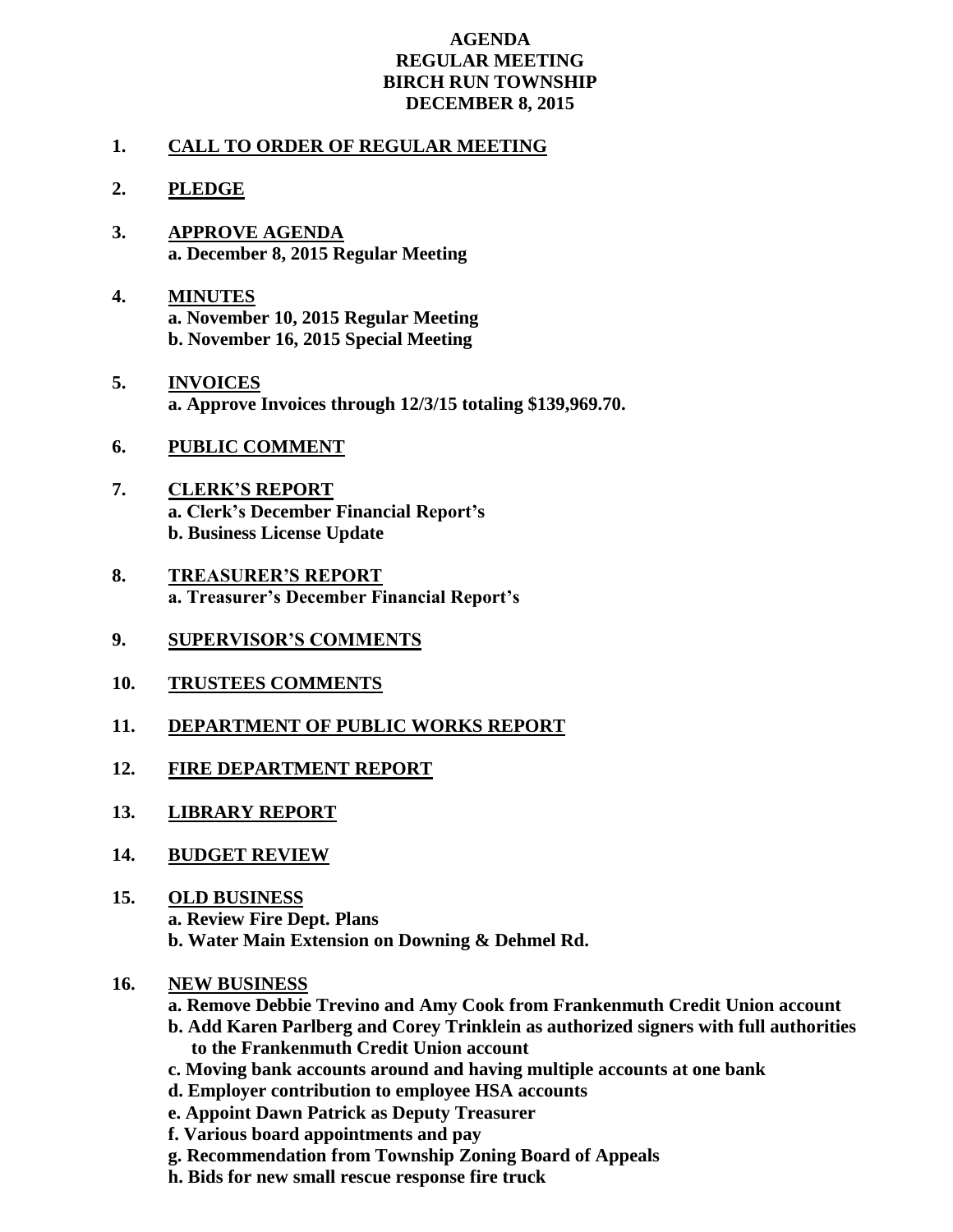# AGENDA
## REGULAR MEETING
## BIRCH RUN TOWNSHIP
## DECEMBER 8, 2015

1. **CALL TO ORDER OF REGULAR MEETING**

2. **PLEDGE**

3. **APPROVE AGENDA**
   **a. December 8, 2015 Regular Meeting**

4. **MINUTES**
   **a. November 10, 2015 Regular Meeting**
   **b. November 16, 2015 Special Meeting**

5. **INVOICES**
   **a. Approve Invoices through 12/3/15 totaling $139,969.70.**

6. **PUBLIC COMMENT**

7. **CLERK'S REPORT**
   **a. Clerk's December Financial Report's**
   **b. Business License Update**

8. **TREASURER'S REPORT**
   **a. Treasurer's December Financial Report's**

9. **SUPERVISOR'S COMMENTS**

10. **TRUSTEES COMMENTS**

11. **DEPARTMENT OF PUBLIC WORKS REPORT**

12. **FIRE DEPARTMENT REPORT**

13. **LIBRARY REPORT**

14. **BUDGET REVIEW**

15. **OLD BUSINESS**
    **a. Review Fire Dept. Plans**
    **b. Water Main Extension on Downing & Dehmel Rd.**

16. **NEW BUSINESS**
    **a. Remove Debbie Trevino and Amy Cook from Frankenmuth Credit Union account**
    **b. Add Karen Parlberg and Corey Trinklein as authorized signers with full authorities to the Frankenmuth Credit Union account**
    **c. Moving bank accounts around and having multiple accounts at one bank**
    **d. Employer contribution to employee HSA accounts**
    **e. Appoint Dawn Patrick as Deputy Treasurer**
    **f. Various board appointments and pay**
    **g. Recommendation from Township Zoning Board of Appeals**
    **h. Bids for new small rescue response fire truck**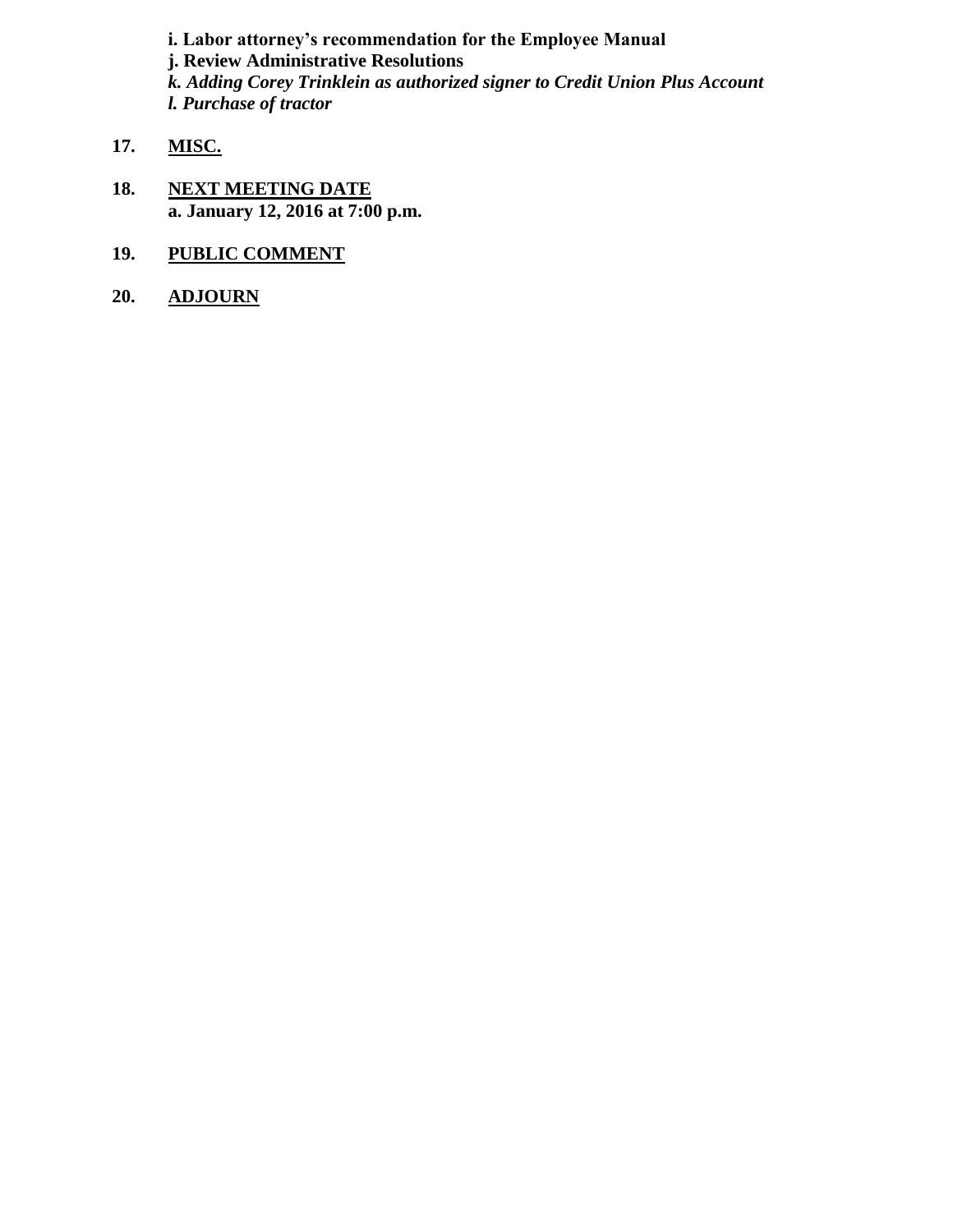**i. Labor attorney's recommendation for the Employee Manual**
**j. Review Administrative Resolutions**
***k. Adding Corey Trinklein as authorized signer to Credit Union Plus Account***
***l. Purchase of tractor***

**17. MISC.**

**18. NEXT MEETING DATE**
**a. January 12, 2016 at 7:00 p.m.**

**19. PUBLIC COMMENT**

**20. ADJOURN**